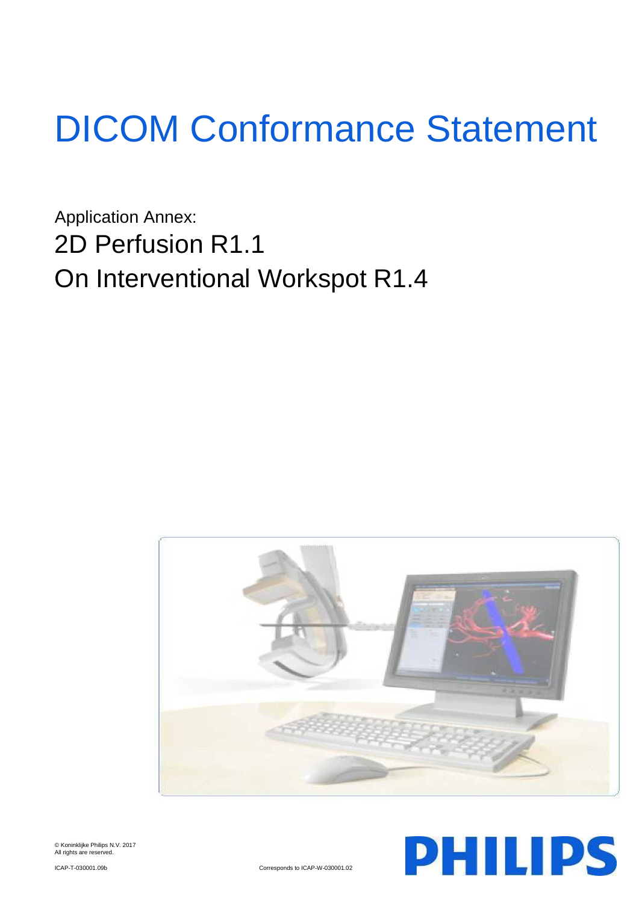# DICOM Conformance Statement

Application Annex:

## 2D Perfusion R1.1

## On Interventional Workspot R1.4

© Koninklijke Philips N.V. 2017
All rights are reserved.

ICAP-T-030001.09b

Corresponds to ICAP-W-030001.02

PHILIPS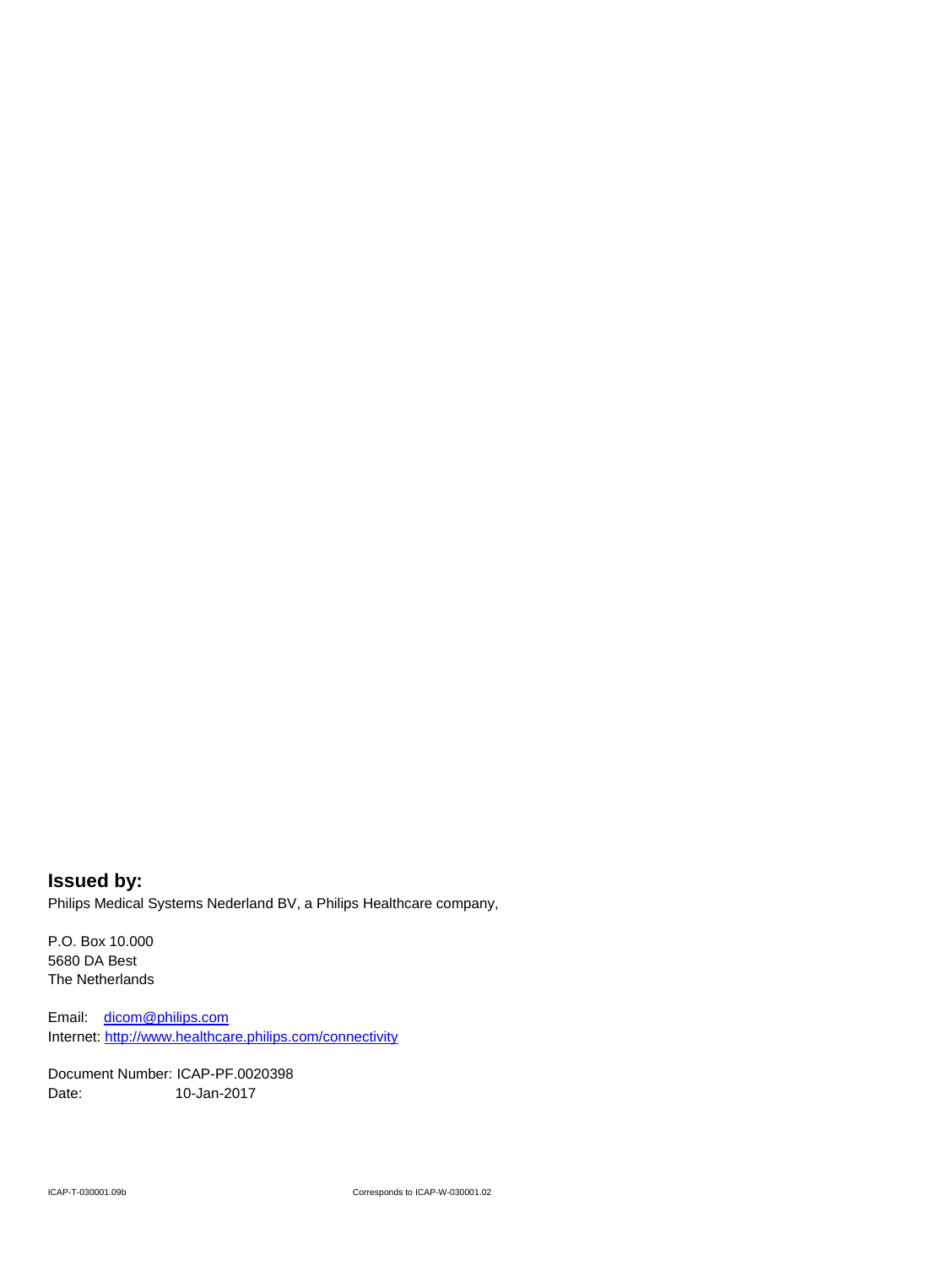## Issued by:

Philips Medical Systems Nederland BV, a Philips Healthcare company,

P.O. Box 10.000
5680 DA Best
The Netherlands

Email: dicom@philips.com
Internet: http://www.healthcare.philips.com/connectivity

Document Number: ICAP-PF.0020398
Date: 10-Jan-2017

ICAP-T-030001.09b

Corresponds to ICAP-W-030001.02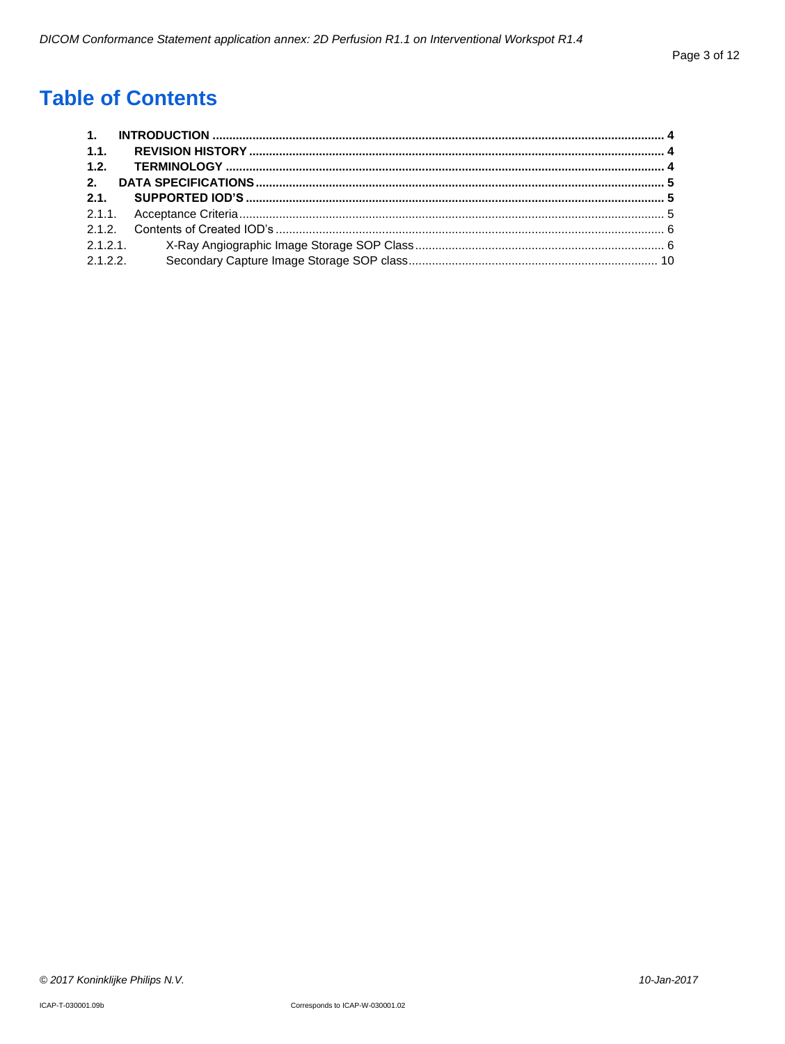# Table of Contents

**1. INTRODUCTION** .......... **4**
**1.1. REVISION HISTORY** .......... **4**
**1.2. TERMINOLOGY** .......... **4**
**2. DATA SPECIFICATIONS** .......... **5**
**2.1. SUPPORTED IOD'S** .......... **5**
2.1.1. Acceptance Criteria .......... 5
2.1.2. Contents of Created IOD's .......... 6
2.1.2.1. X-Ray Angiographic Image Storage SOP Class .......... 6
2.1.2.2. Secondary Capture Image Storage SOP class .......... 10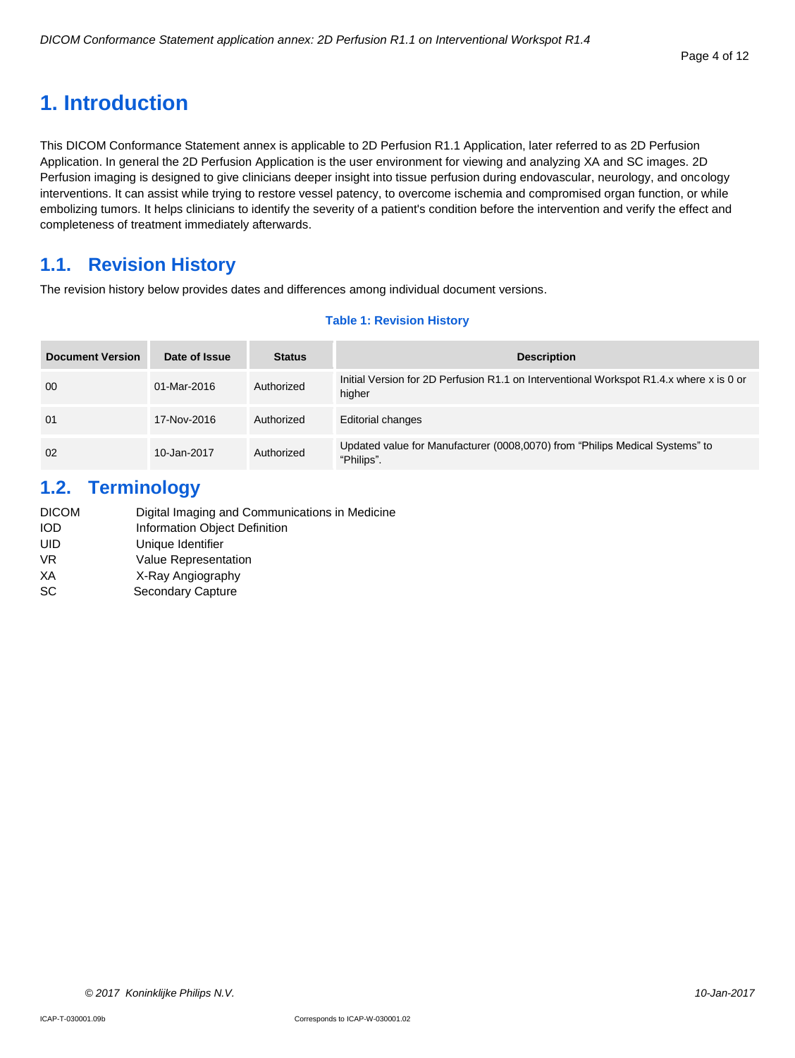# 1. Introduction

This DICOM Conformance Statement annex is applicable to 2D Perfusion R1.1 Application, later referred to as 2D Perfusion Application. In general the 2D Perfusion Application is the user environment for viewing and analyzing XA and SC images. 2D Perfusion imaging is designed to give clinicians deeper insight into tissue perfusion during endovascular, neurology, and oncology interventions. It can assist while trying to restore vessel patency, to overcome ischemia and compromised organ function, or while embolizing tumors. It helps clinicians to identify the severity of a patient's condition before the intervention and verify the effect and completeness of treatment immediately afterwards.

## 1.1. Revision History

The revision history below provides dates and differences among individual document versions.

**Table 1: Revision History**

| Document Version | Date of Issue | Status | Description |
|---|---|---|---|
| 00 | 01-Mar-2016 | Authorized | Initial Version for 2D Perfusion R1.1 on Interventional Workspot R1.4.x where x is 0 or higher |
| 01 | 17-Nov-2016 | Authorized | Editorial changes |
| 02 | 10-Jan-2017 | Authorized | Updated value for Manufacturer (0008,0070) from “Philips Medical Systems” to “Philips”. |

## 1.2. Terminology

| | |
|---|---|
| DICOM | Digital Imaging and Communications in Medicine |
| IOD | Information Object Definition |
| UID | Unique Identifier |
| VR | Value Representation |
| XA | X-Ray Angiography |
| SC | Secondary Capture |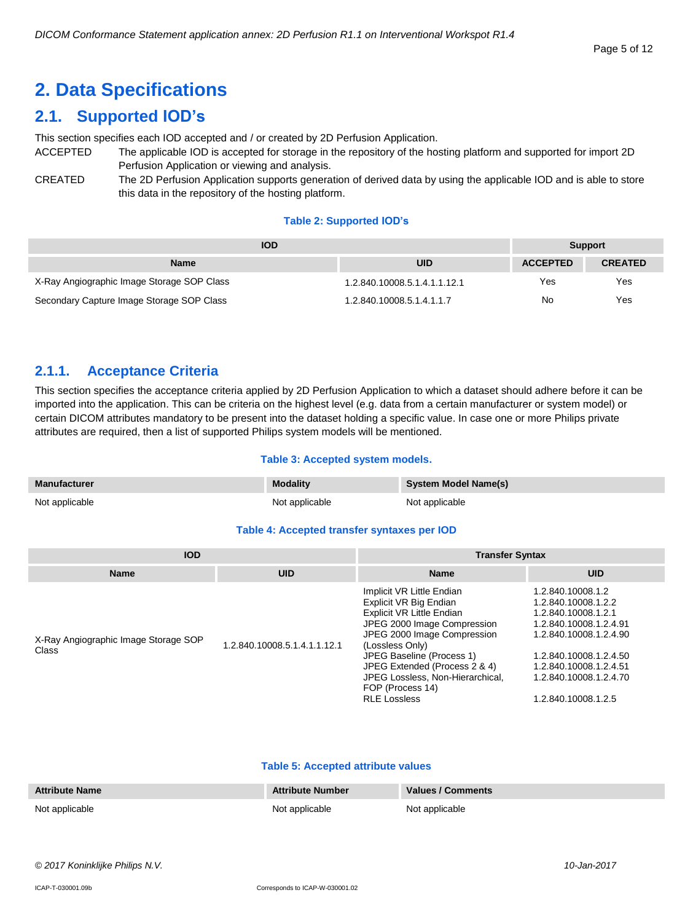# 2. Data Specifications

## 2.1. Supported IOD's

This section specifies each IOD accepted and / or created by 2D Perfusion Application.

ACCEPTED The applicable IOD is accepted for storage in the repository of the hosting platform and supported for import 2D Perfusion Application or viewing and analysis.

CREATED The 2D Perfusion Application supports generation of derived data by using the applicable IOD and is able to store this data in the repository of the hosting platform.

**Table 2: Supported IOD's**

| IOD | | Support | |
|---|---|---|---|
| **Name** | **UID** | **ACCEPTED** | **CREATED** |
| X-Ray Angiographic Image Storage SOP Class | 1.2.840.10008.5.1.4.1.1.12.1 | Yes | Yes |
| Secondary Capture Image Storage SOP Class | 1.2.840.10008.5.1.4.1.1.7 | No | Yes |

### 2.1.1. Acceptance Criteria

This section specifies the acceptance criteria applied by 2D Perfusion Application to which a dataset should adhere before it can be imported into the application. This can be criteria on the highest level (e.g. data from a certain manufacturer or system model) or certain DICOM attributes mandatory to be present into the dataset holding a specific value. In case one or more Philips private attributes are required, then a list of supported Philips system models will be mentioned.

**Table 3: Accepted system models.**

| Manufacturer | Modality | System Model Name(s) |
|---|---|---|
| Not applicable | Not applicable | Not applicable |

**Table 4: Accepted transfer syntaxes per IOD**

| IOD | | Transfer Syntax | |
|---|---|---|---|
| **Name** | **UID** | **Name** | **UID** |
| X-Ray Angiographic Image Storage SOP Class | 1.2.840.10008.5.1.4.1.1.12.1 | Implicit VR Little Endian | 1.2.840.10008.1.2 |
| | | Explicit VR Big Endian | 1.2.840.10008.1.2.2 |
| | | Explicit VR Little Endian | 1.2.840.10008.1.2.1 |
| | | JPEG 2000 Image Compression | 1.2.840.10008.1.2.4.91 |
| | | JPEG 2000 Image Compression (Lossless Only) | 1.2.840.10008.1.2.4.90 |
| | | JPEG Baseline (Process 1) | 1.2.840.10008.1.2.4.50 |
| | | JPEG Extended (Process 2 & 4) | 1.2.840.10008.1.2.4.51 |
| | | JPEG Lossless, Non-Hierarchical, FOP (Process 14) | 1.2.840.10008.1.2.4.70 |
| | | RLE Lossless | 1.2.840.10008.1.2.5 |

**Table 5: Accepted attribute values**

| Attribute Name | Attribute Number | Values / Comments |
|---|---|---|
| Not applicable | Not applicable | Not applicable |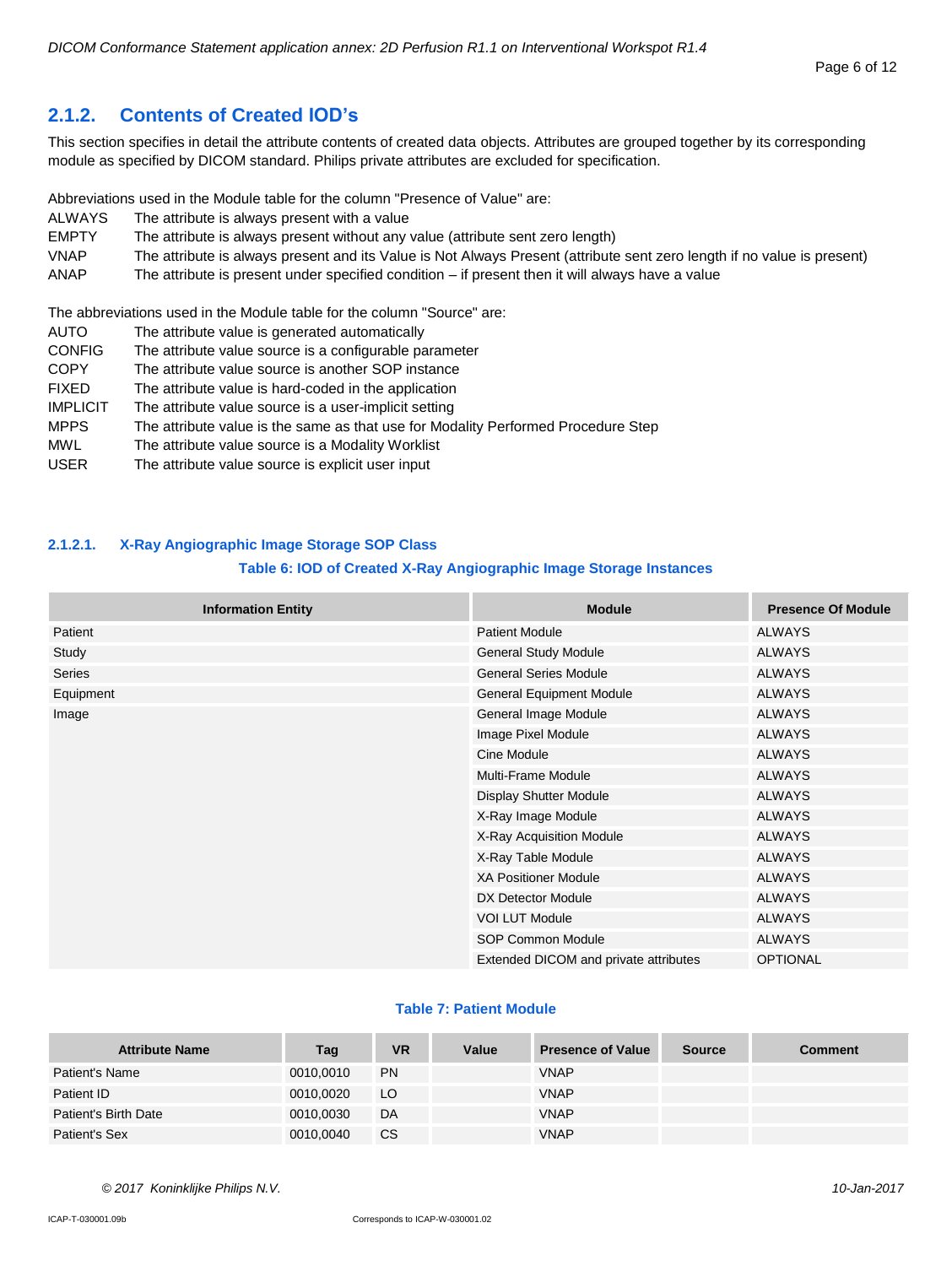### 2.1.2. Contents of Created IOD's

This section specifies in detail the attribute contents of created data objects. Attributes are grouped together by its corresponding module as specified by DICOM standard. Philips private attributes are excluded for specification.

Abbreviations used in the Module table for the column "Presence of Value" are:

| | |
|---|---|
| ALWAYS | The attribute is always present with a value |
| EMPTY | The attribute is always present without any value (attribute sent zero length) |
| VNAP | The attribute is always present and its Value is Not Always Present (attribute sent zero length if no value is present) |
| ANAP | The attribute is present under specified condition – if present then it will always have a value |

The abbreviations used in the Module table for the column "Source" are:

| | |
|---|---|
| AUTO | The attribute value is generated automatically |
| CONFIG | The attribute value source is a configurable parameter |
| COPY | The attribute value source is another SOP instance |
| FIXED | The attribute value is hard-coded in the application |
| IMPLICIT | The attribute value source is a user-implicit setting |
| MPPS | The attribute value is the same as that use for Modality Performed Procedure Step |
| MWL | The attribute value source is a Modality Worklist |
| USER | The attribute value source is explicit user input |

#### 2.1.2.1. X-Ray Angiographic Image Storage SOP Class

**Table 6: IOD of Created X-Ray Angiographic Image Storage Instances**

| Information Entity | Module | Presence Of Module |
|---|---|---|
| Patient | Patient Module | ALWAYS |
| Study | General Study Module | ALWAYS |
| Series | General Series Module | ALWAYS |
| Equipment | General Equipment Module | ALWAYS |
| Image | General Image Module | ALWAYS |
| | Image Pixel Module | ALWAYS |
| | Cine Module | ALWAYS |
| | Multi-Frame Module | ALWAYS |
| | Display Shutter Module | ALWAYS |
| | X-Ray Image Module | ALWAYS |
| | X-Ray Acquisition Module | ALWAYS |
| | X-Ray Table Module | ALWAYS |
| | XA Positioner Module | ALWAYS |
| | DX Detector Module | ALWAYS |
| | VOI LUT Module | ALWAYS |
| | SOP Common Module | ALWAYS |
| | Extended DICOM and private attributes | OPTIONAL |

**Table 7: Patient Module**

| Attribute Name | Tag | VR | Value | Presence of Value | Source | Comment |
|---|---|---|---|---|---|---|
| Patient's Name | 0010,0010 | PN | | VNAP | | |
| Patient ID | 0010,0020 | LO | | VNAP | | |
| Patient's Birth Date | 0010,0030 | DA | | VNAP | | |
| Patient's Sex | 0010,0040 | CS | | VNAP | | |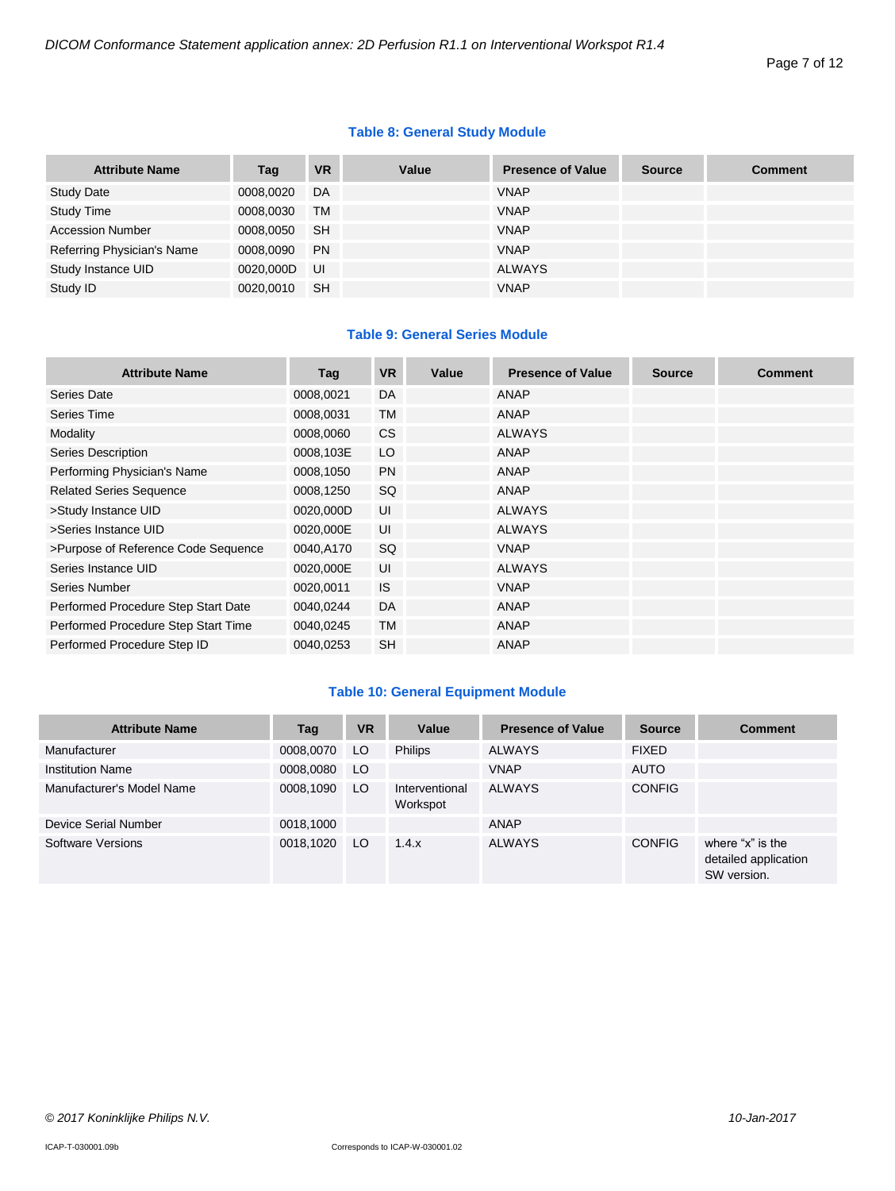**Table 8: General Study Module**

| Attribute Name | Tag | VR | Value | Presence of Value | Source | Comment |
|---|---|---|---|---|---|---|
| Study Date | 0008,0020 | DA | | VNAP | | |
| Study Time | 0008,0030 | TM | | VNAP | | |
| Accession Number | 0008,0050 | SH | | VNAP | | |
| Referring Physician's Name | 0008,0090 | PN | | VNAP | | |
| Study Instance UID | 0020,000D | UI | | ALWAYS | | |
| Study ID | 0020,0010 | SH | | VNAP | | |

**Table 9: General Series Module**

| Attribute Name | Tag | VR | Value | Presence of Value | Source | Comment |
|---|---|---|---|---|---|---|
| Series Date | 0008,0021 | DA | | ANAP | | |
| Series Time | 0008,0031 | TM | | ANAP | | |
| Modality | 0008,0060 | CS | | ALWAYS | | |
| Series Description | 0008,103E | LO | | ANAP | | |
| Performing Physician's Name | 0008,1050 | PN | | ANAP | | |
| Related Series Sequence | 0008,1250 | SQ | | ANAP | | |
| >Study Instance UID | 0020,000D | UI | | ALWAYS | | |
| >Series Instance UID | 0020,000E | UI | | ALWAYS | | |
| >Purpose of Reference Code Sequence | 0040,A170 | SQ | | VNAP | | |
| Series Instance UID | 0020,000E | UI | | ALWAYS | | |
| Series Number | 0020,0011 | IS | | VNAP | | |
| Performed Procedure Step Start Date | 0040,0244 | DA | | ANAP | | |
| Performed Procedure Step Start Time | 0040,0245 | TM | | ANAP | | |
| Performed Procedure Step ID | 0040,0253 | SH | | ANAP | | |

**Table 10: General Equipment Module**

| Attribute Name | Tag | VR | Value | Presence of Value | Source | Comment |
|---|---|---|---|---|---|---|
| Manufacturer | 0008,0070 | LO | Philips | ALWAYS | FIXED | |
| Institution Name | 0008,0080 | LO | | VNAP | AUTO | |
| Manufacturer's Model Name | 0008,1090 | LO | Interventional Workspot | ALWAYS | CONFIG | |
| Device Serial Number | 0018,1000 | | | ANAP | | |
| Software Versions | 0018,1020 | LO | 1.4.x | ALWAYS | CONFIG | where "x" is the detailed application SW version. |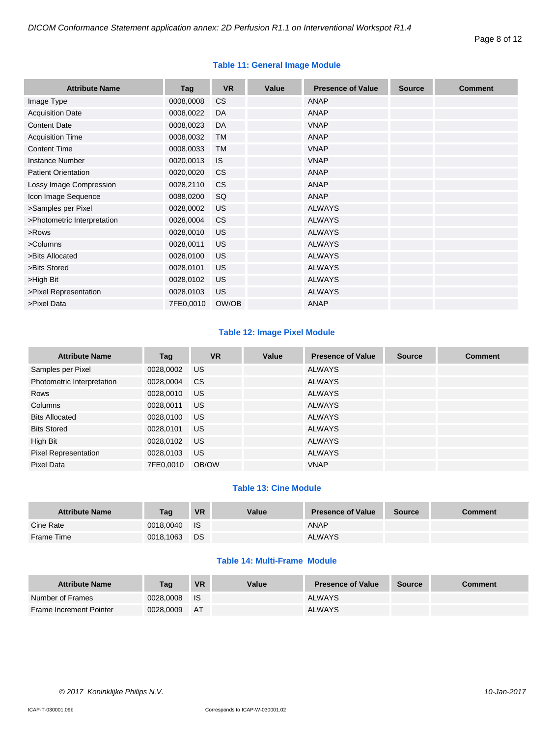**Table 11: General Image Module**

| Attribute Name | Tag | VR | Value | Presence of Value | Source | Comment |
|---|---|---|---|---|---|---|
| Image Type | 0008,0008 | CS | | ANAP | | |
| Acquisition Date | 0008,0022 | DA | | ANAP | | |
| Content Date | 0008,0023 | DA | | VNAP | | |
| Acquisition Time | 0008,0032 | TM | | ANAP | | |
| Content Time | 0008,0033 | TM | | VNAP | | |
| Instance Number | 0020,0013 | IS | | VNAP | | |
| Patient Orientation | 0020,0020 | CS | | ANAP | | |
| Lossy Image Compression | 0028,2110 | CS | | ANAP | | |
| Icon Image Sequence | 0088,0200 | SQ | | ANAP | | |
| >Samples per Pixel | 0028,0002 | US | | ALWAYS | | |
| >Photometric Interpretation | 0028,0004 | CS | | ALWAYS | | |
| >Rows | 0028,0010 | US | | ALWAYS | | |
| >Columns | 0028,0011 | US | | ALWAYS | | |
| >Bits Allocated | 0028,0100 | US | | ALWAYS | | |
| >Bits Stored | 0028,0101 | US | | ALWAYS | | |
| >High Bit | 0028,0102 | US | | ALWAYS | | |
| >Pixel Representation | 0028,0103 | US | | ALWAYS | | |
| >Pixel Data | 7FE0,0010 | OW/OB | | ANAP | | |

**Table 12: Image Pixel Module**

| Attribute Name | Tag | VR | Value | Presence of Value | Source | Comment |
|---|---|---|---|---|---|---|
| Samples per Pixel | 0028,0002 | US | | ALWAYS | | |
| Photometric Interpretation | 0028,0004 | CS | | ALWAYS | | |
| Rows | 0028,0010 | US | | ALWAYS | | |
| Columns | 0028,0011 | US | | ALWAYS | | |
| Bits Allocated | 0028,0100 | US | | ALWAYS | | |
| Bits Stored | 0028,0101 | US | | ALWAYS | | |
| High Bit | 0028,0102 | US | | ALWAYS | | |
| Pixel Representation | 0028,0103 | US | | ALWAYS | | |
| Pixel Data | 7FE0,0010 | OB/OW | | VNAP | | |

**Table 13: Cine Module**

| Attribute Name | Tag | VR | Value | Presence of Value | Source | Comment |
|---|---|---|---|---|---|---|
| Cine Rate | 0018,0040 | IS | | ANAP | | |
| Frame Time | 0018,1063 | DS | | ALWAYS | | |

**Table 14: Multi-Frame Module**

| Attribute Name | Tag | VR | Value | Presence of Value | Source | Comment |
|---|---|---|---|---|---|---|
| Number of Frames | 0028,0008 | IS | | ALWAYS | | |
| Frame Increment Pointer | 0028,0009 | AT | | ALWAYS | | |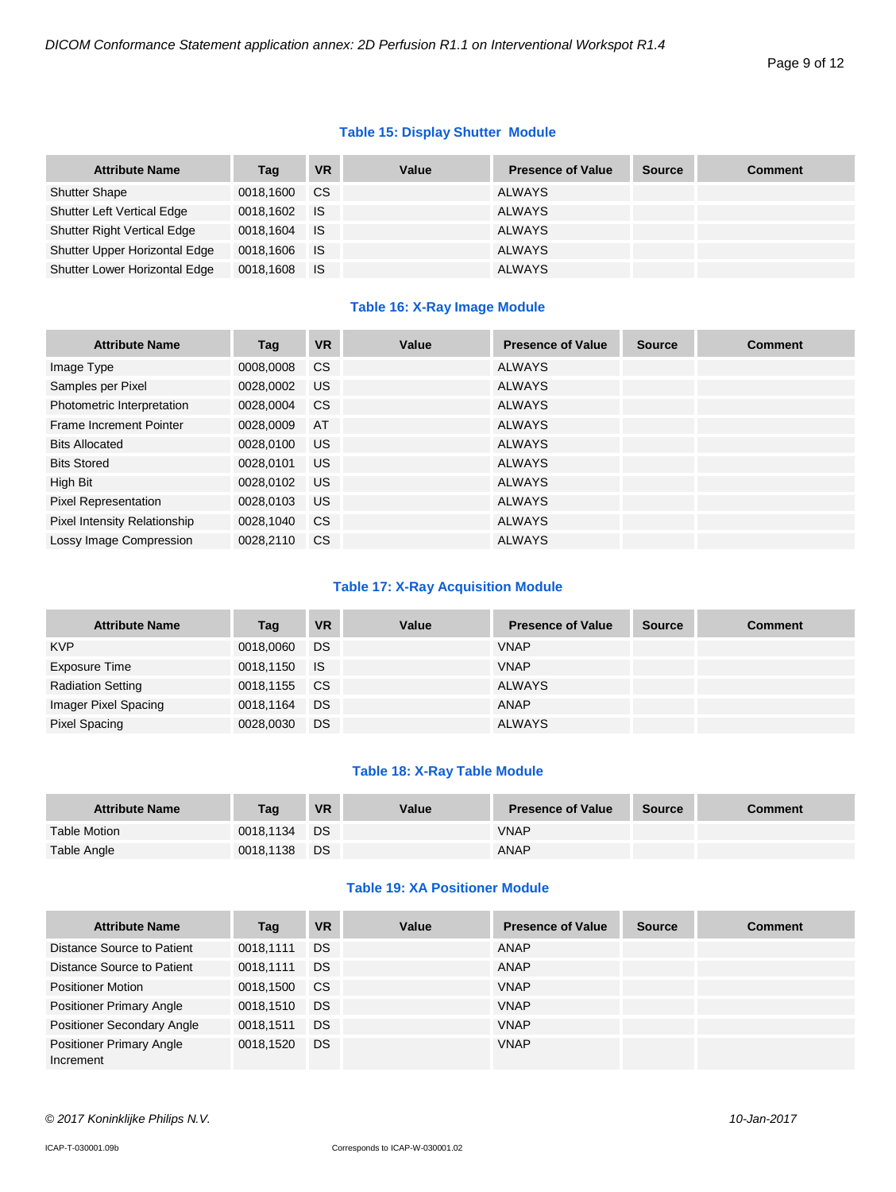**Table 15: Display Shutter Module**

| Attribute Name | Tag | VR | Value | Presence of Value | Source | Comment |
|---|---|---|---|---|---|---|
| Shutter Shape | 0018,1600 | CS | | ALWAYS | | |
| Shutter Left Vertical Edge | 0018,1602 | IS | | ALWAYS | | |
| Shutter Right Vertical Edge | 0018,1604 | IS | | ALWAYS | | |
| Shutter Upper Horizontal Edge | 0018,1606 | IS | | ALWAYS | | |
| Shutter Lower Horizontal Edge | 0018,1608 | IS | | ALWAYS | | |

**Table 16: X-Ray Image Module**

| Attribute Name | Tag | VR | Value | Presence of Value | Source | Comment |
|---|---|---|---|---|---|---|
| Image Type | 0008,0008 | CS | | ALWAYS | | |
| Samples per Pixel | 0028,0002 | US | | ALWAYS | | |
| Photometric Interpretation | 0028,0004 | CS | | ALWAYS | | |
| Frame Increment Pointer | 0028,0009 | AT | | ALWAYS | | |
| Bits Allocated | 0028,0100 | US | | ALWAYS | | |
| Bits Stored | 0028,0101 | US | | ALWAYS | | |
| High Bit | 0028,0102 | US | | ALWAYS | | |
| Pixel Representation | 0028,0103 | US | | ALWAYS | | |
| Pixel Intensity Relationship | 0028,1040 | CS | | ALWAYS | | |
| Lossy Image Compression | 0028,2110 | CS | | ALWAYS | | |

**Table 17: X-Ray Acquisition Module**

| Attribute Name | Tag | VR | Value | Presence of Value | Source | Comment |
|---|---|---|---|---|---|---|
| KVP | 0018,0060 | DS | | VNAP | | |
| Exposure Time | 0018,1150 | IS | | VNAP | | |
| Radiation Setting | 0018,1155 | CS | | ALWAYS | | |
| Imager Pixel Spacing | 0018,1164 | DS | | ANAP | | |
| Pixel Spacing | 0028,0030 | DS | | ALWAYS | | |

**Table 18: X-Ray Table Module**

| Attribute Name | Tag | VR | Value | Presence of Value | Source | Comment |
|---|---|---|---|---|---|---|
| Table Motion | 0018,1134 | DS | | VNAP | | |
| Table Angle | 0018,1138 | DS | | ANAP | | |

**Table 19: XA Positioner Module**

| Attribute Name | Tag | VR | Value | Presence of Value | Source | Comment |
|---|---|---|---|---|---|---|
| Distance Source to Patient | 0018,1111 | DS | | ANAP | | |
| Distance Source to Patient | 0018,1111 | DS | | ANAP | | |
| Positioner Motion | 0018,1500 | CS | | VNAP | | |
| Positioner Primary Angle | 0018,1510 | DS | | VNAP | | |
| Positioner Secondary Angle | 0018,1511 | DS | | VNAP | | |
| Positioner Primary Angle Increment | 0018,1520 | DS | | VNAP | | |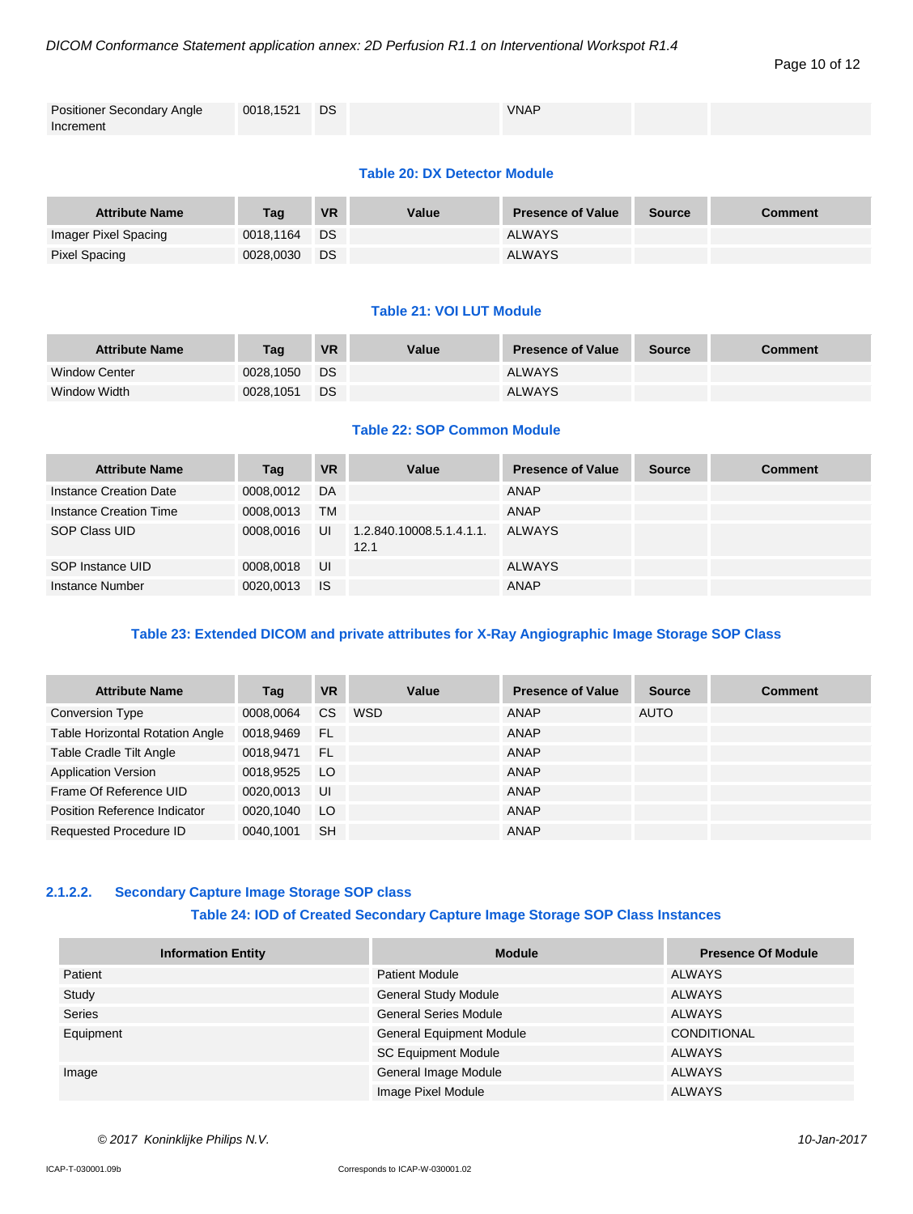| Attribute Name | Tag | VR | Value | Presence of Value | Source | Comment |
|---|---|---|---|---|---|---|
| Positioner Secondary Angle Increment | 0018,1521 | DS | | VNAP | | |

**Table 20: DX Detector Module**

| Attribute Name | Tag | VR | Value | Presence of Value | Source | Comment |
|---|---|---|---|---|---|---|
| Imager Pixel Spacing | 0018,1164 | DS | | ALWAYS | | |
| Pixel Spacing | 0028,0030 | DS | | ALWAYS | | |

**Table 21: VOI LUT Module**

| Attribute Name | Tag | VR | Value | Presence of Value | Source | Comment |
|---|---|---|---|---|---|---|
| Window Center | 0028,1050 | DS | | ALWAYS | | |
| Window Width | 0028,1051 | DS | | ALWAYS | | |

**Table 22: SOP Common Module**

| Attribute Name | Tag | VR | Value | Presence of Value | Source | Comment |
|---|---|---|---|---|---|---|
| Instance Creation Date | 0008,0012 | DA | | ANAP | | |
| Instance Creation Time | 0008,0013 | TM | | ANAP | | |
| SOP Class UID | 0008,0016 | UI | 1.2.840.10008.5.1.4.1.1.12.1 | ALWAYS | | |
| SOP Instance UID | 0008,0018 | UI | | ALWAYS | | |
| Instance Number | 0020,0013 | IS | | ANAP | | |

**Table 23: Extended DICOM and private attributes for X-Ray Angiographic Image Storage SOP Class**

| Attribute Name | Tag | VR | Value | Presence of Value | Source | Comment |
|---|---|---|---|---|---|---|
| Conversion Type | 0008,0064 | CS | WSD | ANAP | AUTO | |
| Table Horizontal Rotation Angle | 0018,9469 | FL | | ANAP | | |
| Table Cradle Tilt Angle | 0018,9471 | FL | | ANAP | | |
| Application Version | 0018,9525 | LO | | ANAP | | |
| Frame Of Reference UID | 0020,0013 | UI | | ANAP | | |
| Position Reference Indicator | 0020,1040 | LO | | ANAP | | |
| Requested Procedure ID | 0040,1001 | SH | | ANAP | | |

#### 2.1.2.2. Secondary Capture Image Storage SOP class

**Table 24: IOD of Created Secondary Capture Image Storage SOP Class Instances**

| Information Entity | Module | Presence Of Module |
|---|---|---|
| Patient | Patient Module | ALWAYS |
| Study | General Study Module | ALWAYS |
| Series | General Series Module | ALWAYS |
| Equipment | General Equipment Module | CONDITIONAL |
| | SC Equipment Module | ALWAYS |
| Image | General Image Module | ALWAYS |
| | Image Pixel Module | ALWAYS |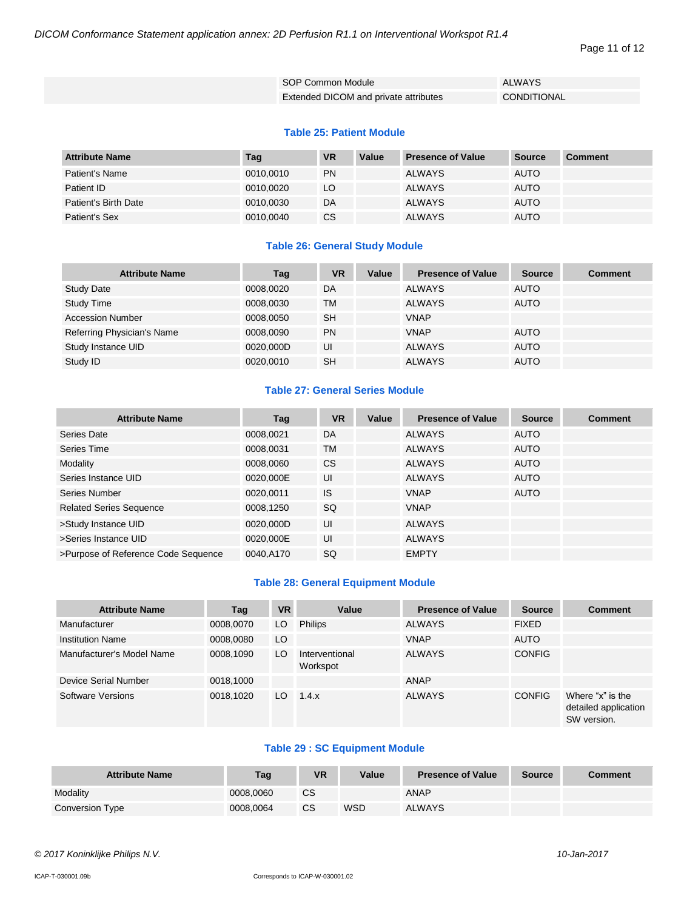| | | |
|---|---|---|
| | SOP Common Module | ALWAYS |
| | Extended DICOM and private attributes | CONDITIONAL |

**Table 25: Patient Module**

| Attribute Name | Tag | VR | Value | Presence of Value | Source | Comment |
|---|---|---|---|---|---|---|
| Patient's Name | 0010,0010 | PN | | ALWAYS | AUTO | |
| Patient ID | 0010,0020 | LO | | ALWAYS | AUTO | |
| Patient's Birth Date | 0010,0030 | DA | | ALWAYS | AUTO | |
| Patient's Sex | 0010,0040 | CS | | ALWAYS | AUTO | |

**Table 26: General Study Module**

| Attribute Name | Tag | VR | Value | Presence of Value | Source | Comment |
|---|---|---|---|---|---|---|
| Study Date | 0008,0020 | DA | | ALWAYS | AUTO | |
| Study Time | 0008,0030 | TM | | ALWAYS | AUTO | |
| Accession Number | 0008,0050 | SH | | VNAP | | |
| Referring Physician's Name | 0008,0090 | PN | | VNAP | AUTO | |
| Study Instance UID | 0020,000D | UI | | ALWAYS | AUTO | |
| Study ID | 0020,0010 | SH | | ALWAYS | AUTO | |

**Table 27: General Series Module**

| Attribute Name | Tag | VR | Value | Presence of Value | Source | Comment |
|---|---|---|---|---|---|---|
| Series Date | 0008,0021 | DA | | ALWAYS | AUTO | |
| Series Time | 0008,0031 | TM | | ALWAYS | AUTO | |
| Modality | 0008,0060 | CS | | ALWAYS | AUTO | |
| Series Instance UID | 0020,000E | UI | | ALWAYS | AUTO | |
| Series Number | 0020,0011 | IS | | VNAP | AUTO | |
| Related Series Sequence | 0008,1250 | SQ | | VNAP | | |
| >Study Instance UID | 0020,000D | UI | | ALWAYS | | |
| >Series Instance UID | 0020,000E | UI | | ALWAYS | | |
| >Purpose of Reference Code Sequence | 0040,A170 | SQ | | EMPTY | | |

**Table 28: General Equipment Module**

| Attribute Name | Tag | VR | Value | Presence of Value | Source | Comment |
|---|---|---|---|---|---|---|
| Manufacturer | 0008,0070 | LO | Philips | ALWAYS | FIXED | |
| Institution Name | 0008,0080 | LO | | VNAP | AUTO | |
| Manufacturer's Model Name | 0008,1090 | LO | Interventional Workspot | ALWAYS | CONFIG | |
| Device Serial Number | 0018,1000 | | | ANAP | | |
| Software Versions | 0018,1020 | LO | 1.4.x | ALWAYS | CONFIG | Where "x" is the detailed application SW version. |

**Table 29 : SC Equipment Module**

| Attribute Name | Tag | VR | Value | Presence of Value | Source | Comment |
|---|---|---|---|---|---|---|
| Modality | 0008,0060 | CS | | ANAP | | |
| Conversion Type | 0008,0064 | CS | WSD | ALWAYS | | |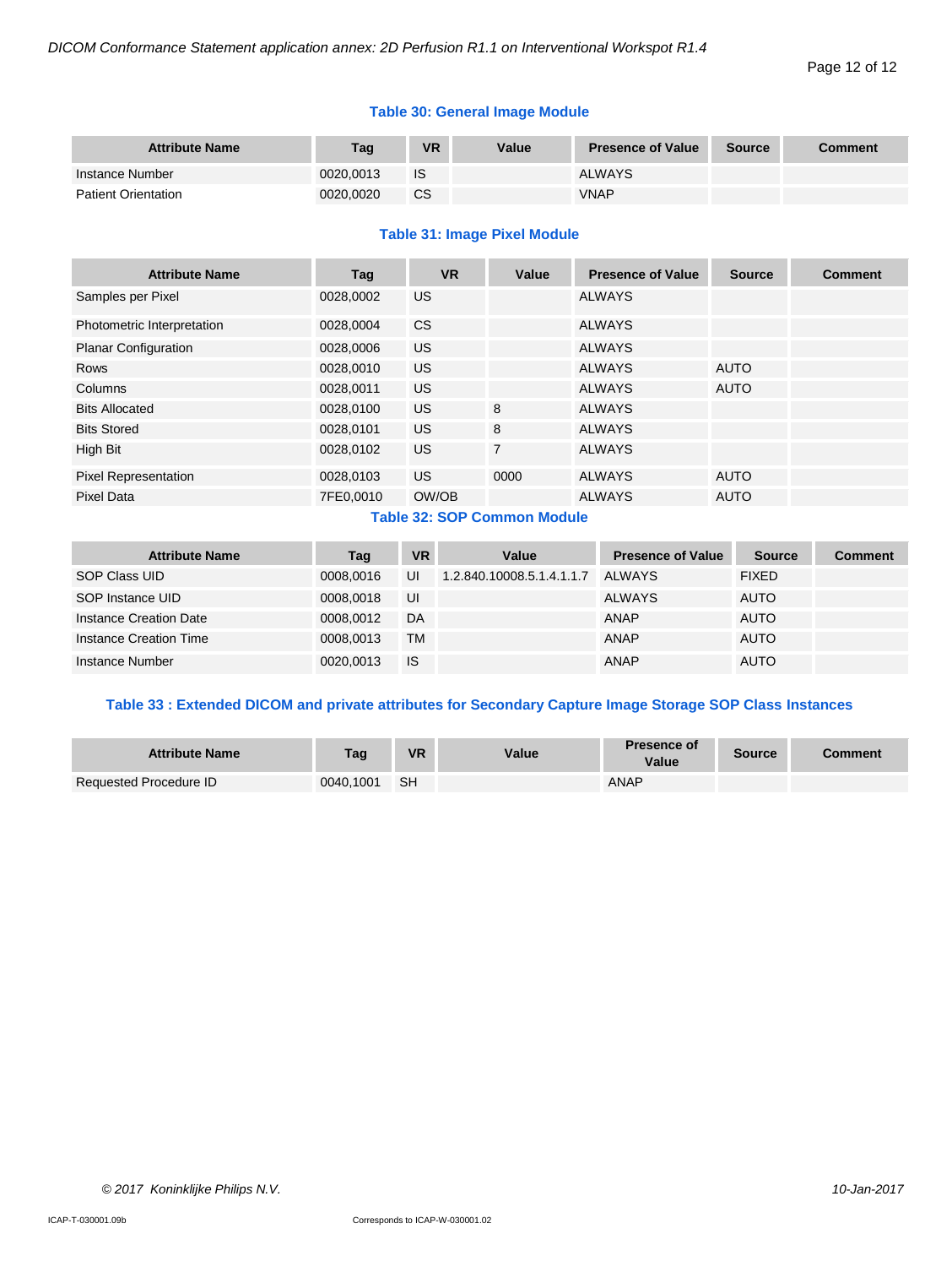**Table 30: General Image Module**

| Attribute Name | Tag | VR | Value | Presence of Value | Source | Comment |
|---|---|---|---|---|---|---|
| Instance Number | 0020,0013 | IS | | ALWAYS | | |
| Patient Orientation | 0020,0020 | CS | | VNAP | | |

**Table 31: Image Pixel Module**

| Attribute Name | Tag | VR | Value | Presence of Value | Source | Comment |
|---|---|---|---|---|---|---|
| Samples per Pixel | 0028,0002 | US | | ALWAYS | | |
| Photometric Interpretation | 0028,0004 | CS | | ALWAYS | | |
| Planar Configuration | 0028,0006 | US | | ALWAYS | | |
| Rows | 0028,0010 | US | | ALWAYS | AUTO | |
| Columns | 0028,0011 | US | | ALWAYS | AUTO | |
| Bits Allocated | 0028,0100 | US | 8 | ALWAYS | | |
| Bits Stored | 0028,0101 | US | 8 | ALWAYS | | |
| High Bit | 0028,0102 | US | 7 | ALWAYS | | |
| Pixel Representation | 0028,0103 | US | 0000 | ALWAYS | AUTO | |
| Pixel Data | 7FE0,0010 | OW/OB | | ALWAYS | AUTO | |

**Table 32: SOP Common Module**

| Attribute Name | Tag | VR | Value | Presence of Value | Source | Comment |
|---|---|---|---|---|---|---|
| SOP Class UID | 0008,0016 | UI | 1.2.840.10008.5.1.4.1.1.7 | ALWAYS | FIXED | |
| SOP Instance UID | 0008,0018 | UI | | ALWAYS | AUTO | |
| Instance Creation Date | 0008,0012 | DA | | ANAP | AUTO | |
| Instance Creation Time | 0008,0013 | TM | | ANAP | AUTO | |
| Instance Number | 0020,0013 | IS | | ANAP | AUTO | |

**Table 33 : Extended DICOM and private attributes for Secondary Capture Image Storage SOP Class Instances**

| Attribute Name | Tag | VR | Value | Presence of Value | Source | Comment |
|---|---|---|---|---|---|---|
| Requested Procedure ID | 0040,1001 | SH | | ANAP | | |